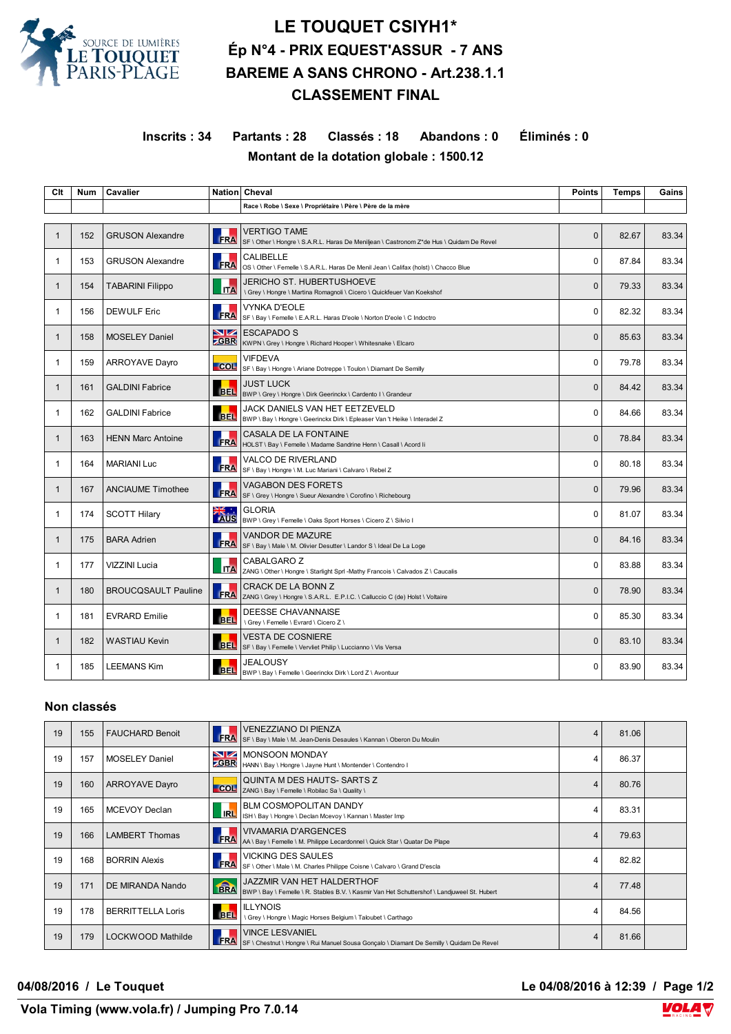# LE TOUQUET CSIYH1*

## Ép N°4 - PRIX EQUEST'ASSUR - 7 ANS

## BAREME A SANS CHRONO - Art.238.1.1

## CLASSEMENT FINAL

**Inscrits : 34 Partants : 28 Classés : 18 Abandons : 0 Éliminés : 0**

**Montant de la dotation globale : 1500.12**

| Clt | Num | Cavalier | Nation | Cheval<br>Race \ Robe \ Sexe \ Propriétaire \ Père \ Père de la mère | Points | Temps | Gains |
|---|---|---|---|---|---|---|---|
| 1 | 152 | GRUSON Alexandre | FRA | VERTIGO TAME<br>SF \ Other \ Hongre \ S.A.R.L. Haras De Menil Jean \ Castronom Z*de Hus \ Quidam De Revel | 0 | 82.67 | 83.34 |
| 1 | 153 | GRUSON Alexandre | FRA | CALIBELLE<br>OS \ Other \ Femelle \ S.A.R.L. Haras De Menil Jean \ Califax (holst) \ Chacco Blue | 0 | 87.84 | 83.34 |
| 1 | 154 | TABARINI Filippo | ITA | JERICHO ST. HUBERTUSHOEVE<br>\ Grey \ Hongre \ Martina Romagnoli \ Cicero \ Quickfeuer Van Koekshof | 0 | 79.33 | 83.34 |
| 1 | 156 | DEWULF Eric | FRA | VYNKA D'EOLE<br>SF \ Bay \ Femelle \ E.A.R.L. Haras D'eole \ Norton D'eole \ C Indoctro | 0 | 82.32 | 83.34 |
| 1 | 158 | MOSELEY Daniel | GBR | ESCAPADO S<br>KWPN \ Grey \ Hongre \ Richard Hooper \ Whitesnake \ Elcaro | 0 | 85.63 | 83.34 |
| 1 | 159 | ARROYAVE Dayro | COL | VIFDEVA<br>SF \ Bay \ Hongre \ Ariane Dotreppe \ Toulon \ Diamant De Semilly | 0 | 79.78 | 83.34 |
| 1 | 161 | GALDINI Fabrice | BEL | JUST LUCK<br>BWP \ Grey \ Hongre \ Dirk Geerinckx \ Cardento I \ Grandeur | 0 | 84.42 | 83.34 |
| 1 | 162 | GALDINI Fabrice | BEL | JACK DANIELS VAN HET EETZEVELD<br>BWP \ Bay \ Hongre \ Geerinckx Dirk \ Epleaser Van 't Heike \ Interadel Z | 0 | 84.66 | 83.34 |
| 1 | 163 | HENN Marc Antoine | FRA | CASALA DE LA FONTAINE<br>HOLST \ Bay \ Femelle \ Madame Sandrine Henn \ Casall \ Acord Ii | 0 | 78.84 | 83.34 |
| 1 | 164 | MARIANI Luc | FRA | VALCO DE RIVERLAND<br>SF \ Bay \ Hongre \ M. Luc Mariani \ Calvaro \ Rebel Z | 0 | 80.18 | 83.34 |
| 1 | 167 | ANCIAUME Timothee | FRA | VAGABON DES FORETS<br>SF \ Grey \ Hongre \ Sueur Alexandre \ Corofino \ Richebourg | 0 | 79.96 | 83.34 |
| 1 | 174 | SCOTT Hilary | AUS | GLORIA<br>BWP \ Grey \ Femelle \ Oaks Sport Horses \ Cicero Z \ Silvio I | 0 | 81.07 | 83.34 |
| 1 | 175 | BARA Adrien | FRA | VANDOR DE MAZURE<br>SF \ Bay \ Male \ M. Olivier Desutter \ Landor S \ Ideal De La Loge | 0 | 84.16 | 83.34 |
| 1 | 177 | VIZZINI Lucia | ITA | CABALGARO Z<br>ZANG \ Other \ Hongre \ Starlight Sprl -Mathy Francois \ Calvados Z \ Caucalis | 0 | 83.88 | 83.34 |
| 1 | 180 | BROUCQSAULT Pauline | FRA | CRACK DE LA BONN Z<br>ZANG \ Grey \ Hongre \ S.A.R.L. E.P.I.C. \ Calluccio C (de) Holst \ Voltaire | 0 | 78.90 | 83.34 |
| 1 | 181 | EVRARD Emilie | BEL | DEESSE CHAVANNAISE<br>\ Grey \ Femelle \ Evrard \ Cicero Z \ | 0 | 85.30 | 83.34 |
| 1 | 182 | WASTIAU Kevin | BEL | VESTA DE COSNIERE<br>SF \ Bay \ Femelle \ Vervliet Philip \ Luccianno \ Vis Versa | 0 | 83.10 | 83.34 |
| 1 | 185 | LEEMANS Kim | BEL | JEALOUSY<br>BWP \ Bay \ Femelle \ Geerinckx Dirk \ Lord Z \ Avontuur | 0 | 83.90 | 83.34 |

### Non classés

| Clt | Num | Cavalier | Nation | Cheval | Points | Temps | Gains |
|---|---|---|---|---|---|---|---|
| 19 | 155 | FAUCHARD Benoit | FRA | VENEZZIANO DI PIENZA<br>SF \ Bay \ Male \ M. Jean-Denis Desaules \ Kannan \ Oberon Du Moulin | 4 | 81.06 | |
| 19 | 157 | MOSELEY Daniel | GBR | MONSOON MONDAY<br>HANN \ Bay \ Hongre \ Jayne Hunt \ Montender \ Contendro I | 4 | 86.37 | |
| 19 | 160 | ARROYAVE Dayro | COL | QUINTA M DES HAUTS- SARTS Z<br>ZANG \ Bay \ Femelle \ Robilac Sa \ Quality \ | 4 | 80.76 | |
| 19 | 165 | MCEVOY Declan | IRL | BLM COSMOPOLITAN DANDY<br>ISH \ Bay \ Hongre \ Declan Mcevoy \ Kannan \ Master Imp | 4 | 83.31 | |
| 19 | 166 | LAMBERT Thomas | FRA | VIVAMARIA D'ARGENCES<br>AA \ Bay \ Femelle \ M. Philippe Lecardonnel \ Quick Star \ Quatar De Plape | 4 | 79.63 | |
| 19 | 168 | BORRIN Alexis | FRA | VICKING DES SAULES<br>SF \ Other \ Male \ M. Charles Philippe Coisne \ Calvaro \ Grand D'escla | 4 | 82.82 | |
| 19 | 171 | DE MIRANDA Nando | BRA | JAZZMIR VAN HET HALDERTHOF<br>BWP \ Bay \ Femelle \ R. Stables B.V. \ Kasmir Van Het Schuttershof \ Landjuweel St. Hubert | 4 | 77.48 | |
| 19 | 178 | BERRITTELLA Loris | BEL | ILLYNOIS<br>\ Grey \ Hongre \ Magic Horses Belgium \ Taloubet \ Carthago | 4 | 84.56 | |
| 19 | 179 | LOCKWOOD Mathilde | FRA | VINCE LESVANIEL<br>SF \ Chestnut \ Hongre \ Rui Manuel Sousa Gonçalo \ Diamant De Semilly \ Quidam De Revel | 4 | 81.66 | |

**04/08/2016 / Le Touquet** — **Le 04/08/2016 à 12:39**

**Vola Timing (www.vola.fr) / Jumping Pro 7.0.14**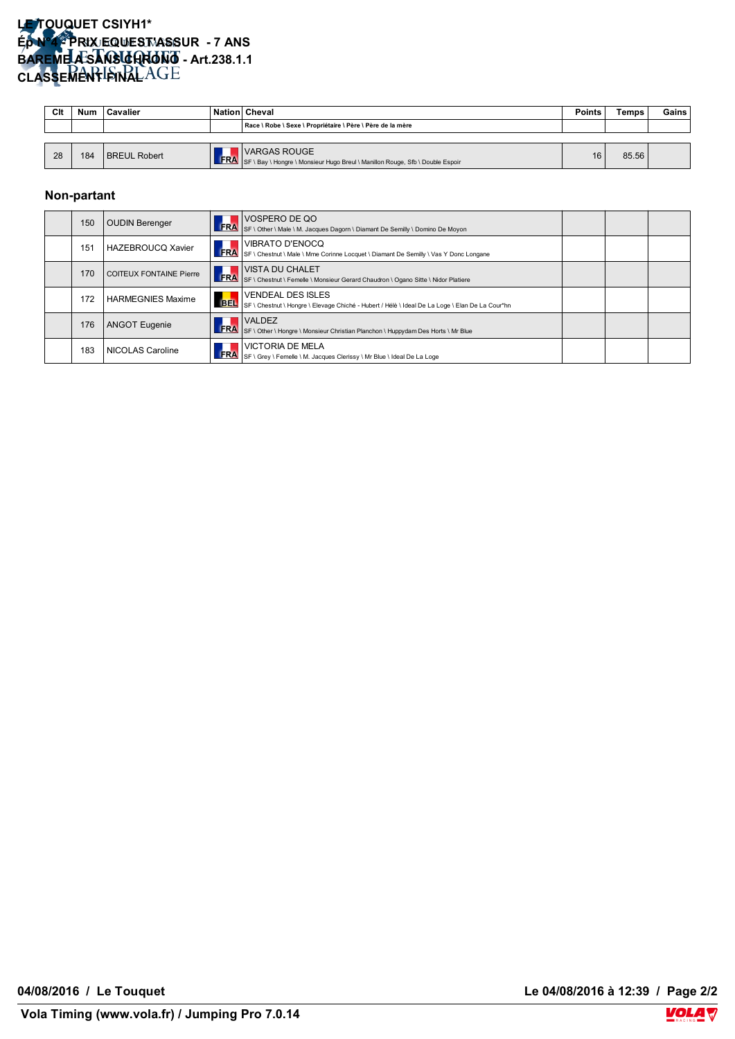# LE TOUQUET CSIYH1*
## Ép N°4 - PRIX EQUEST'ASSUR - 7 ANS
## BAREME A SANS CHRONO - Art.238.1.1
## CLASSEMENT FINAL

| Clt | Num | Cavalier | Nation | Cheval | Points | Temps | Gains |
|---|---|---|---|---|---|---|---|
| | | | | Race \ Robe \ Sexe \ Propriétaire \ Père \ Père de la mère | | | |
| 28 | 184 | BREUL Robert | FRA | VARGAS ROUGE<br>SF \ Bay \ Hongre \ Monsieur Hugo Breul \ Manillon Rouge, Sfb \ Double Espoir | 16 | 85.56 | |

## Non-partant

| | Num | Cavalier | Nation | Cheval | Points | Temps | Gains |
|---|---|---|---|---|---|---|---|
| | 150 | OUDIN Berenger | FRA | VOSPERO DE QO<br>SF \ Other \ Male \ M. Jacques Dagorn \ Diamant De Semilly \ Domino De Moyon | | | |
| | 151 | HAZEBROUCQ Xavier | FRA | VIBRATO D'ENOCQ<br>SF \ Chestnut \ Male \ Mme Corinne Locquet \ Diamant De Semilly \ Vas Y Donc Longane | | | |
| | 170 | COITEUX FONTAINE Pierre | FRA | VISTA DU CHALET<br>SF \ Chestnut \ Femelle \ Monsieur Gerard Chaudron \ Ogano Sitte \ Nidor Platiere | | | |
| | 172 | HARMEGNIES Maxime | BEL | VENDEAL DES ISLES<br>SF \ Chestnut \ Hongre \ Elevage Chiché - Hubert / Hélè \ Ideal De La Loge \ Elan De La Cour*hn | | | |
| | 176 | ANGOT Eugenie | FRA | VALDEZ<br>SF \ Other \ Hongre \ Monsieur Christian Planchon \ Huppydam Des Horts \ Mr Blue | | | |
| | 183 | NICOLAS Caroline | FRA | VICTORIA DE MELA<br>SF \ Grey \ Femelle \ M. Jacques Clerissy \ Mr Blue \ Ideal De La Loge | | | |

04/08/2016 / Le Touquet — Le 04/08/2016 à 12:39

Vola Timing (www.vola.fr) / Jumping Pro 7.0.14